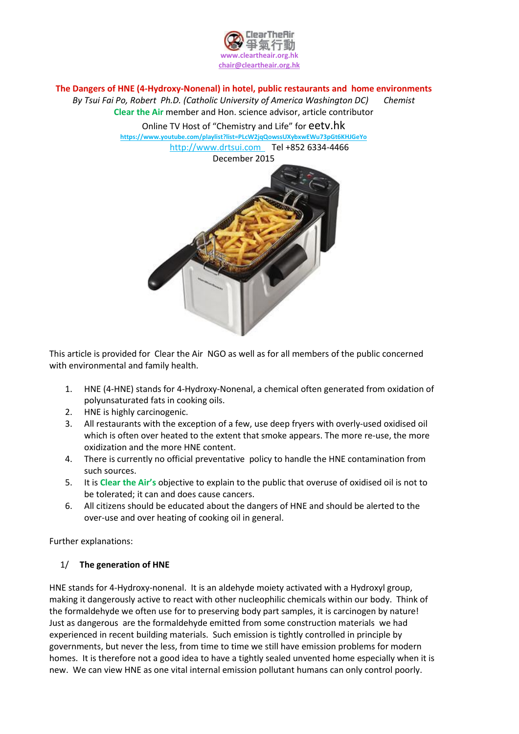ClearTheAir
爭氣行動
www.cleartheair.org.hk
chair@cleartheair.org.hk

# The Dangers of HNE (4-Hydroxy-Nonenal) in hotel, public restaurants and home environments

*By Tsui Fai Po, Robert Ph.D. (Catholic University of America Washington DC)* *Chemist*

**Clear the Air** member and Hon. science advisor, article contributor

Online TV Host of "Chemistry and Life" for eetv.hk

https://www.youtube.com/playlist?list=PLcW2jqQowssUXybxwEWu73pGt6KHJGeYo

http://www.drtsui.com Tel +852 6334-4466

December 2015

This article is provided for Clear the Air NGO as well as for all members of the public concerned with environmental and family health.

1. HNE (4-HNE) stands for 4-Hydroxy-Nonenal, a chemical often generated from oxidation of polyunsaturated fats in cooking oils.
2. HNE is highly carcinogenic.
3. All restaurants with the exception of a few, use deep fryers with overly-used oxidised oil which is often over heated to the extent that smoke appears. The more re-use, the more oxidization and the more HNE content.
4. There is currently no official preventative policy to handle the HNE contamination from such sources.
5. It is **Clear the Air's** objective to explain to the public that overuse of oxidised oil is not to be tolerated; it can and does cause cancers.
6. All citizens should be educated about the dangers of HNE and should be alerted to the over-use and over heating of cooking oil in general.

Further explanations:

## 1/ The generation of HNE

HNE stands for 4-Hydroxy-nonenal. It is an aldehyde moiety activated with a Hydroxyl group, making it dangerously active to react with other nucleophilic chemicals within our body. Think of the formaldehyde we often use for to preserving body part samples, it is carcinogen by nature! Just as dangerous are the formaldehyde emitted from some construction materials we had experienced in recent building materials. Such emission is tightly controlled in principle by governments, but never the less, from time to time we still have emission problems for modern homes. It is therefore not a good idea to have a tightly sealed unvented home especially when it is new. We can view HNE as one vital internal emission pollutant humans can only control poorly.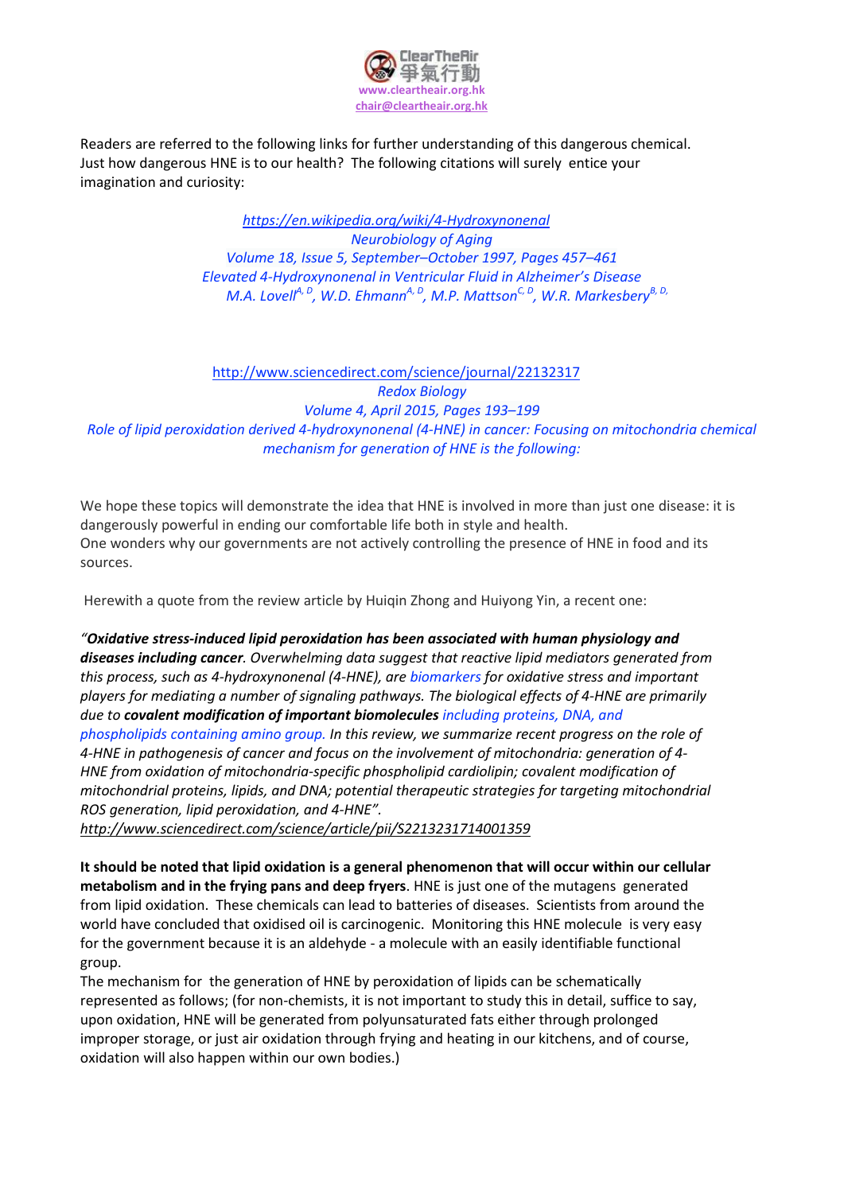Readers are referred to the following links for further understanding of this dangerous chemical. Just how dangerous HNE is to our health? The following citations will surely entice your imagination and curiosity:

*https://en.wikipedia.org/wiki/4-Hydroxynonenal*
*Neurobiology of Aging*
*Volume 18, Issue 5, September–October 1997, Pages 457–461*
*Elevated 4-Hydroxynonenal in Ventricular Fluid in Alzheimer's Disease*
*M.A. Lovell[A, D], W.D. Ehmann[A, D], M.P. Mattson[C, D], W.R. Markesbery[B, D,]*

http://www.sciencedirect.com/science/journal/22132317
*Redox Biology*
*Volume 4, April 2015, Pages 193–199*
*Role of lipid peroxidation derived 4-hydroxynonenal (4-HNE) in cancer: Focusing on mitochondria chemical mechanism for generation of HNE is the following:*

We hope these topics will demonstrate the idea that HNE is involved in more than just one disease: it is dangerously powerful in ending our comfortable life both in style and health.
One wonders why our governments are not actively controlling the presence of HNE in food and its sources.

Herewith a quote from the review article by Huiqin Zhong and Huiyong Yin, a recent one:

*"**Oxidative stress-induced lipid peroxidation has been associated with human physiology and diseases including cancer**. Overwhelming data suggest that reactive lipid mediators generated from this process, such as 4-hydroxynonenal (4-HNE), are biomarkers for oxidative stress and important players for mediating a number of signaling pathways. The biological effects of 4-HNE are primarily due to **covalent modification of important biomolecules** including proteins, DNA, and phospholipids containing amino group. In this review, we summarize recent progress on the role of 4-HNE in pathogenesis of cancer and focus on the involvement of mitochondria: generation of 4-HNE from oxidation of mitochondria-specific phospholipid cardiolipin; covalent modification of mitochondrial proteins, lipids, and DNA; potential therapeutic strategies for targeting mitochondrial ROS generation, lipid peroxidation, and 4-HNE".*
*http://www.sciencedirect.com/science/article/pii/S2213231714001359*

**It should be noted that lipid oxidation is a general phenomenon that will occur within our cellular metabolism and in the frying pans and deep fryers**. HNE is just one of the mutagens generated from lipid oxidation. These chemicals can lead to batteries of diseases. Scientists from around the world have concluded that oxidised oil is carcinogenic. Monitoring this HNE molecule is very easy for the government because it is an aldehyde - a molecule with an easily identifiable functional group.
The mechanism for the generation of HNE by peroxidation of lipids can be schematically represented as follows; (for non-chemists, it is not important to study this in detail, suffice to say, upon oxidation, HNE will be generated from polyunsaturated fats either through prolonged improper storage, or just air oxidation through frying and heating in our kitchens, and of course, oxidation will also happen within our own bodies.)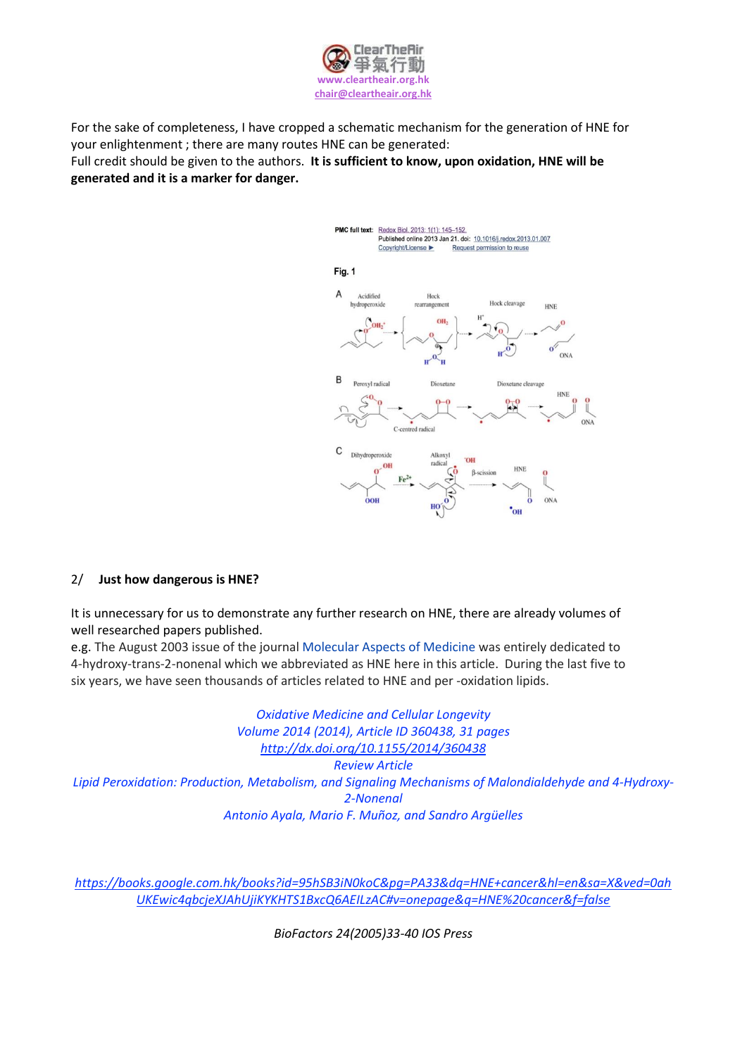For the sake of completeness, I have cropped a schematic mechanism for the generation of HNE for your enlightenment ; there are many routes HNE can be generated:
Full credit should be given to the authors. **It is sufficient to know, upon oxidation, HNE will be generated and it is a marker for danger.**

## 2/ Just how dangerous is HNE?

It is unnecessary for us to demonstrate any further research on HNE, there are already volumes of well researched papers published.
e.g. The August 2003 issue of the journal Molecular Aspects of Medicine was entirely dedicated to 4-hydroxy-trans-2-nonenal which we abbreviated as HNE here in this article. During the last five to six years, we have seen thousands of articles related to HNE and per -oxidation lipids.

*Oxidative Medicine and Cellular Longevity*
*Volume 2014 (2014), Article ID 360438, 31 pages*
*http://dx.doi.org/10.1155/2014/360438*
*Review Article*
*Lipid Peroxidation: Production, Metabolism, and Signaling Mechanisms of Malondialdehyde and 4-Hydroxy-2-Nonenal*
*Antonio Ayala, Mario F. Muñoz, and Sandro Argüelles*

*https://books.google.com.hk/books?id=95hSB3iN0koC&pg=PA33&dq=HNE+cancer&hl=en&sa=X&ved=0ahUKEwic4qbcjeXJAhUjiKYKHTS1BxcQ6AEILzAC#v=onepage&q=HNE%20cancer&f=false*

*BioFactors 24(2005)33-40 IOS Press*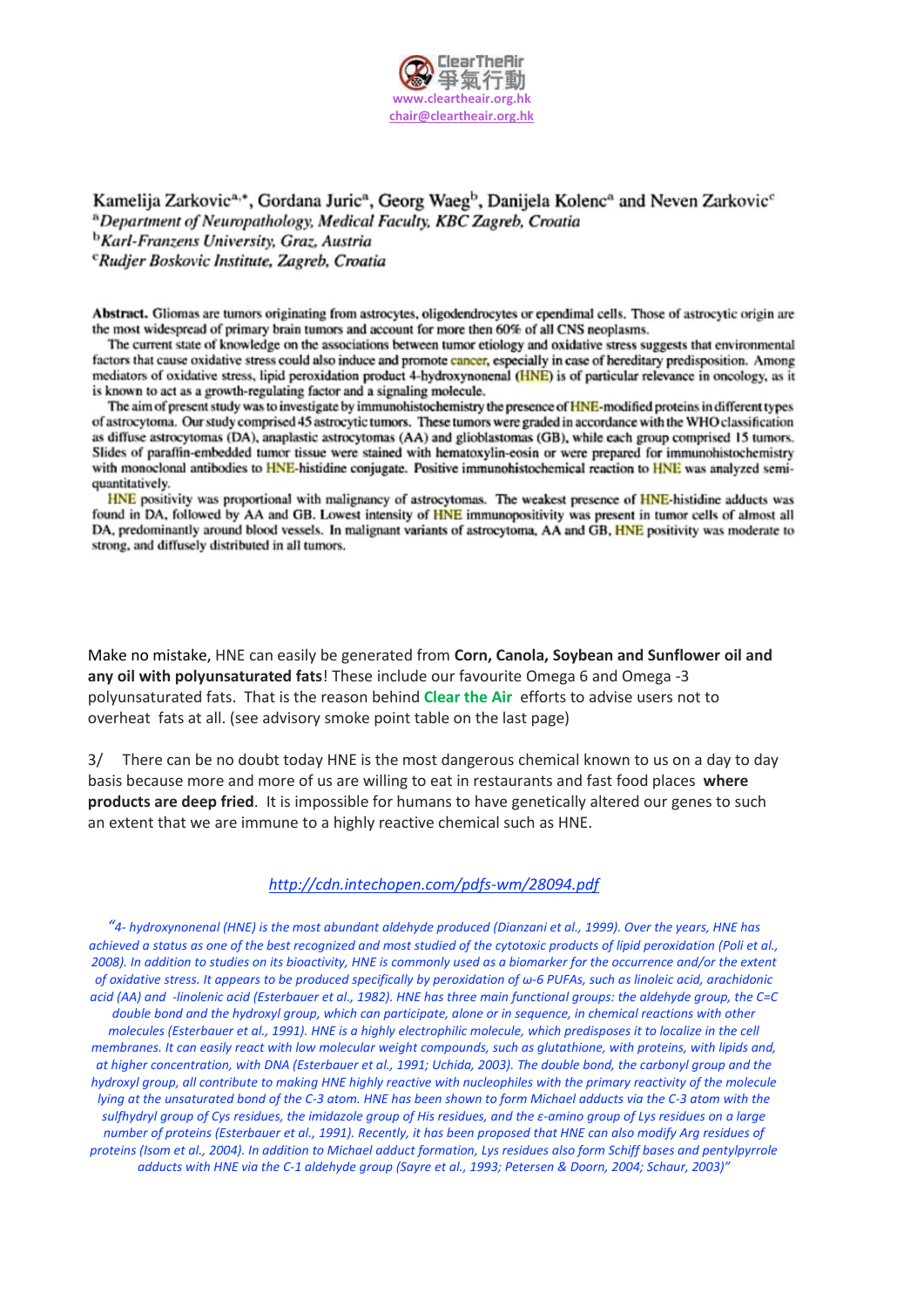ClearTheAir 爭氣行動
www.cleartheair.org.hk
chair@cleartheair.org.hk

Kamelija Zarkovic[a,*], Gordana Juric[a], Georg Waeg[b], Danijela Kolenc[a] and Neven Zarkovic[c]

[a]*Department of Neuropathology, Medical Faculty, KBC Zagreb, Croatia*
[b]*Karl-Franzens University, Graz, Austria*
[c]*Rudjer Boskovic Institute, Zagreb, Croatia*

**Abstract.** Gliomas are tumors originating from astrocytes, oligodendrocytes or ependimal cells. Those of astrocytic origin are the most widespread of primary brain tumors and account for more then 60% of all CNS neoplasms.

The current state of knowledge on the associations between tumor etiology and oxidative stress suggests that environmental factors that cause oxidative stress could also induce and promote cancer, especially in case of hereditary predisposition. Among mediators of oxidative stress, lipid peroxidation product 4-hydroxynonenal (HNE) is of particular relevance in oncology, as it is known to act as a growth-regulating factor and a signaling molecule.

The aim of present study was to investigate by immunohistochemistry the presence of HNE-modified proteins in different types of astrocytoma. Our study comprised 45 astrocytic tumors. These tumors were graded in accordance with the WHO classification as diffuse astrocytomas (DA), anaplastic astrocytomas (AA) and glioblastomas (GB), while each group comprised 15 tumors. Slides of paraffin-embedded tumor tissue were stained with hematoxylin-eosin or were prepared for immunohistochemistry with monoclonal antibodies to HNE-histidine conjugate. Positive immunohistochemical reaction to HNE was analyzed semi-quantitatively.

HNE positivity was proportional with malignancy of astrocytomas. The weakest presence of HNE-histidine adducts was found in DA, followed by AA and GB. Lowest intensity of HNE immunopositivity was present in tumor cells of almost all DA, predominantly around blood vessels. In malignant variants of astrocytoma, AA and GB, HNE positivity was moderate to strong, and diffusely distributed in all tumors.

Make no mistake, HNE can easily be generated from **Corn, Canola, Soybean and Sunflower oil and any oil with polyunsaturated fats**! These include our favourite Omega 6 and Omega -3 polyunsaturated fats. That is the reason behind **Clear the Air** efforts to advise users not to overheat fats at all. (see advisory smoke point table on the last page)

3/ There can be no doubt today HNE is the most dangerous chemical known to us on a day to day basis because more and more of us are willing to eat in restaurants and fast food places **where products are deep fried**. It is impossible for humans to have genetically altered our genes to such an extent that we are immune to a highly reactive chemical such as HNE.

*http://cdn.intechopen.com/pdfs-wm/28094.pdf*

*"4- hydroxynonenal (HNE) is the most abundant aldehyde produced (Dianzani et al., 1999). Over the years, HNE has achieved a status as one of the best recognized and most studied of the cytotoxic products of lipid peroxidation (Poli et al., 2008). In addition to studies on its bioactivity, HNE is commonly used as a biomarker for the occurrence and/or the extent of oxidative stress. It appears to be produced specifically by peroxidation of ω-6 PUFAs, such as linoleic acid, arachidonic acid (AA) and -linolenic acid (Esterbauer et al., 1982). HNE has three main functional groups: the aldehyde group, the C=C double bond and the hydroxyl group, which can participate, alone or in sequence, in chemical reactions with other molecules (Esterbauer et al., 1991). HNE is a highly electrophilic molecule, which predisposes it to localize in the cell membranes. It can easily react with low molecular weight compounds, such as glutathione, with proteins, with lipids and, at higher concentration, with DNA (Esterbauer et al., 1991; Uchida, 2003). The double bond, the carbonyl group and the hydroxyl group, all contribute to making HNE highly reactive with nucleophiles with the primary reactivity of the molecule lying at the unsaturated bond of the C-3 atom. HNE has been shown to form Michael adducts via the C-3 atom with the sulfhydryl group of Cys residues, the imidazole group of His residues, and the ε-amino group of Lys residues on a large number of proteins (Esterbauer et al., 1991). Recently, it has been proposed that HNE can also modify Arg residues of proteins (Isom et al., 2004). In addition to Michael adduct formation, Lys residues also form Schiff bases and pentylpyrrole adducts with HNE via the C-1 aldehyde group (Sayre et al., 1993; Petersen & Doorn, 2004; Schaur, 2003)"*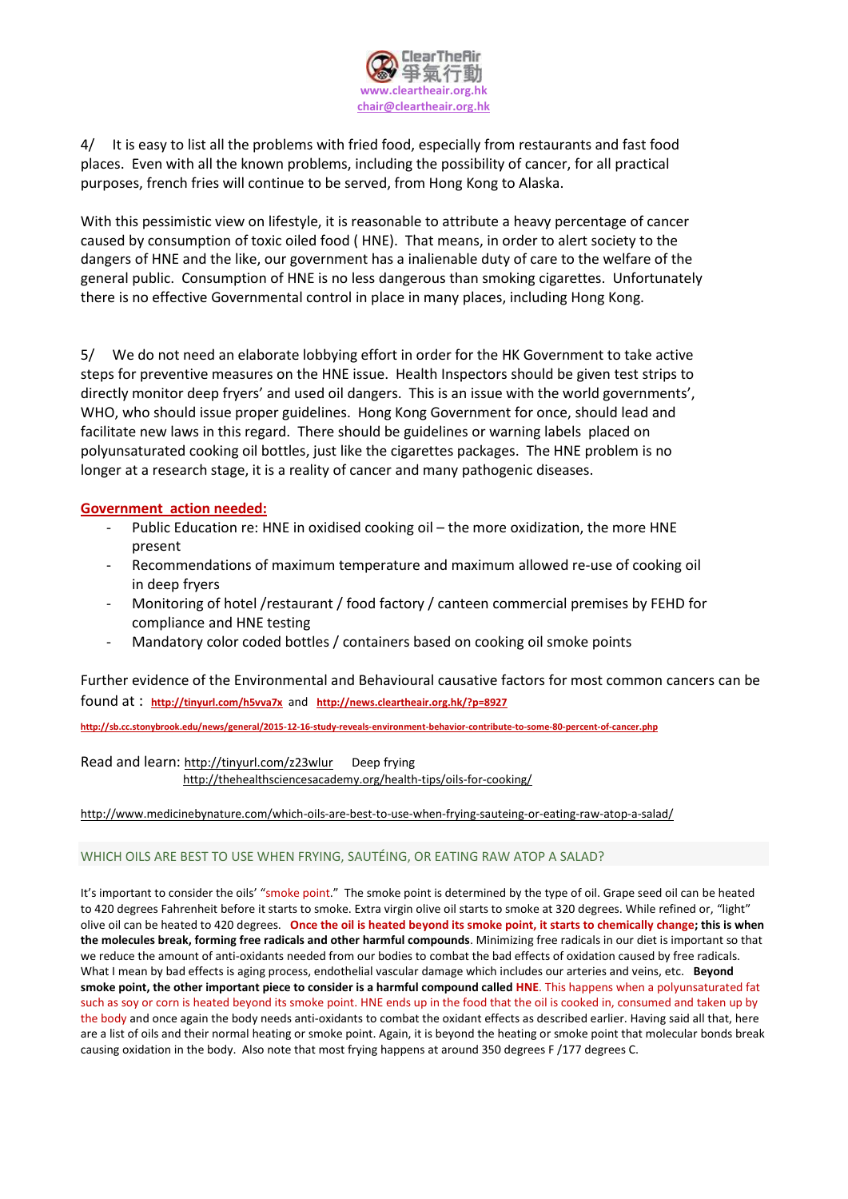4/ It is easy to list all the problems with fried food, especially from restaurants and fast food places. Even with all the known problems, including the possibility of cancer, for all practical purposes, french fries will continue to be served, from Hong Kong to Alaska.

With this pessimistic view on lifestyle, it is reasonable to attribute a heavy percentage of cancer caused by consumption of toxic oiled food ( HNE). That means, in order to alert society to the dangers of HNE and the like, our government has a inalienable duty of care to the welfare of the general public. Consumption of HNE is no less dangerous than smoking cigarettes. Unfortunately there is no effective Governmental control in place in many places, including Hong Kong.

5/ We do not need an elaborate lobbying effort in order for the HK Government to take active steps for preventive measures on the HNE issue. Health Inspectors should be given test strips to directly monitor deep fryers' and used oil dangers. This is an issue with the world governments', WHO, who should issue proper guidelines. Hong Kong Government for once, should lead and facilitate new laws in this regard. There should be guidelines or warning labels placed on polyunsaturated cooking oil bottles, just like the cigarettes packages. The HNE problem is no longer at a research stage, it is a reality of cancer and many pathogenic diseases.

**Government action needed:**

- Public Education re: HNE in oxidised cooking oil – the more oxidization, the more HNE present
- Recommendations of maximum temperature and maximum allowed re-use of cooking oil in deep fryers
- Monitoring of hotel /restaurant / food factory / canteen commercial premises by FEHD for compliance and HNE testing
- Mandatory color coded bottles / containers based on cooking oil smoke points

Further evidence of the Environmental and Behavioural causative factors for most common cancers can be found at : **http://tinyurl.com/h5vva7x** and **http://news.cleartheair.org.hk/?p=8927**

**http://sb.cc.stonybrook.edu/news/general/2015-12-16-study-reveals-environment-behavior-contribute-to-some-80-percent-of-cancer.php**

Read and learn: http://tinyurl.com/z23wlur Deep frying
http://thehealthsciencesacademy.org/health-tips/oils-for-cooking/

http://www.medicinebynature.com/which-oils-are-best-to-use-when-frying-sauteing-or-eating-raw-atop-a-salad/

WHICH OILS ARE BEST TO USE WHEN FRYING, SAUTÉING, OR EATING RAW ATOP A SALAD?

It's important to consider the oils' "smoke point." The smoke point is determined by the type of oil. Grape seed oil can be heated to 420 degrees Fahrenheit before it starts to smoke. Extra virgin olive oil starts to smoke at 320 degrees. While refined or, "light" olive oil can be heated to 420 degrees. **Once the oil is heated beyond its smoke point, it starts to chemically change; this is when the molecules break, forming free radicals and other harmful compounds**. Minimizing free radicals in our diet is important so that we reduce the amount of anti-oxidants needed from our bodies to combat the bad effects of oxidation caused by free radicals. What I mean by bad effects is aging process, endothelial vascular damage which includes our arteries and veins, etc. **Beyond smoke point, the other important piece to consider is a harmful compound called HNE**. This happens when a polyunsaturated fat such as soy or corn is heated beyond its smoke point. HNE ends up in the food that the oil is cooked in, consumed and taken up by the body and once again the body needs anti-oxidants to combat the oxidant effects as described earlier. Having said all that, here are a list of oils and their normal heating or smoke point. Again, it is beyond the heating or smoke point that molecular bonds break causing oxidation in the body. Also note that most frying happens at around 350 degrees F /177 degrees C.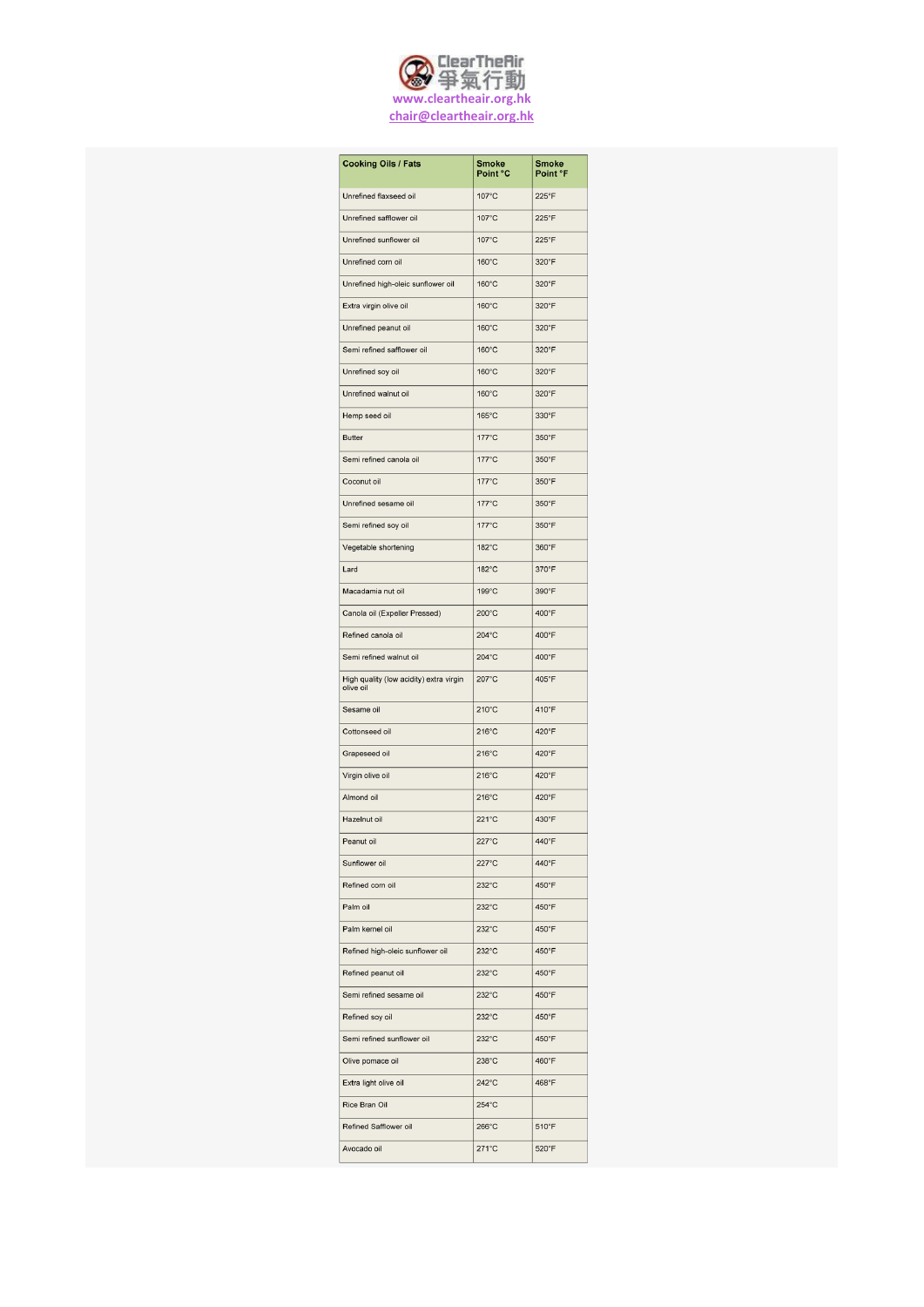ClearTheAir 爭氣行動
www.cleartheair.org.hk
chair@cleartheair.org.hk

| Cooking Oils / Fats | Smoke Point °C | Smoke Point °F |
|---|---|---|
| Unrefined flaxseed oil | 107°C | 225°F |
| Unrefined safflower oil | 107°C | 225°F |
| Unrefined sunflower oil | 107°C | 225°F |
| Unrefined corn oil | 160°C | 320°F |
| Unrefined high-oleic sunflower oil | 160°C | 320°F |
| Extra virgin olive oil | 160°C | 320°F |
| Unrefined peanut oil | 160°C | 320°F |
| Semi refined safflower oil | 160°C | 320°F |
| Unrefined soy oil | 160°C | 320°F |
| Unrefined walnut oil | 160°C | 320°F |
| Hemp seed oil | 165°C | 330°F |
| Butter | 177°C | 350°F |
| Semi refined canola oil | 177°C | 350°F |
| Coconut oil | 177°C | 350°F |
| Unrefined sesame oil | 177°C | 350°F |
| Semi refined soy oil | 177°C | 350°F |
| Vegetable shortening | 182°C | 360°F |
| Lard | 182°C | 370°F |
| Macadamia nut oil | 199°C | 390°F |
| Canola oil (Expeller Pressed) | 200°C | 400°F |
| Refined canola oil | 204°C | 400°F |
| Semi refined walnut oil | 204°C | 400°F |
| High quality (low acidity) extra virgin olive oil | 207°C | 405°F |
| Sesame oil | 210°C | 410°F |
| Cottonseed oil | 216°C | 420°F |
| Grapeseed oil | 216°C | 420°F |
| Virgin olive oil | 216°C | 420°F |
| Almond oil | 216°C | 420°F |
| Hazelnut oil | 221°C | 430°F |
| Peanut oil | 227°C | 440°F |
| Sunflower oil | 227°C | 440°F |
| Refined corn oil | 232°C | 450°F |
| Palm oil | 232°C | 450°F |
| Palm kernel oil | 232°C | 450°F |
| Refined high-oleic sunflower oil | 232°C | 450°F |
| Refined peanut oil | 232°C | 450°F |
| Semi refined sesame oil | 232°C | 450°F |
| Refined soy oil | 232°C | 450°F |
| Semi refined sunflower oil | 232°C | 450°F |
| Olive pomace oil | 238°C | 460°F |
| Extra light olive oil | 242°C | 468°F |
| Rice Bran Oil | 254°C | |
| Refined Safflower oil | 266°C | 510°F |
| Avocado oil | 271°C | 520°F |